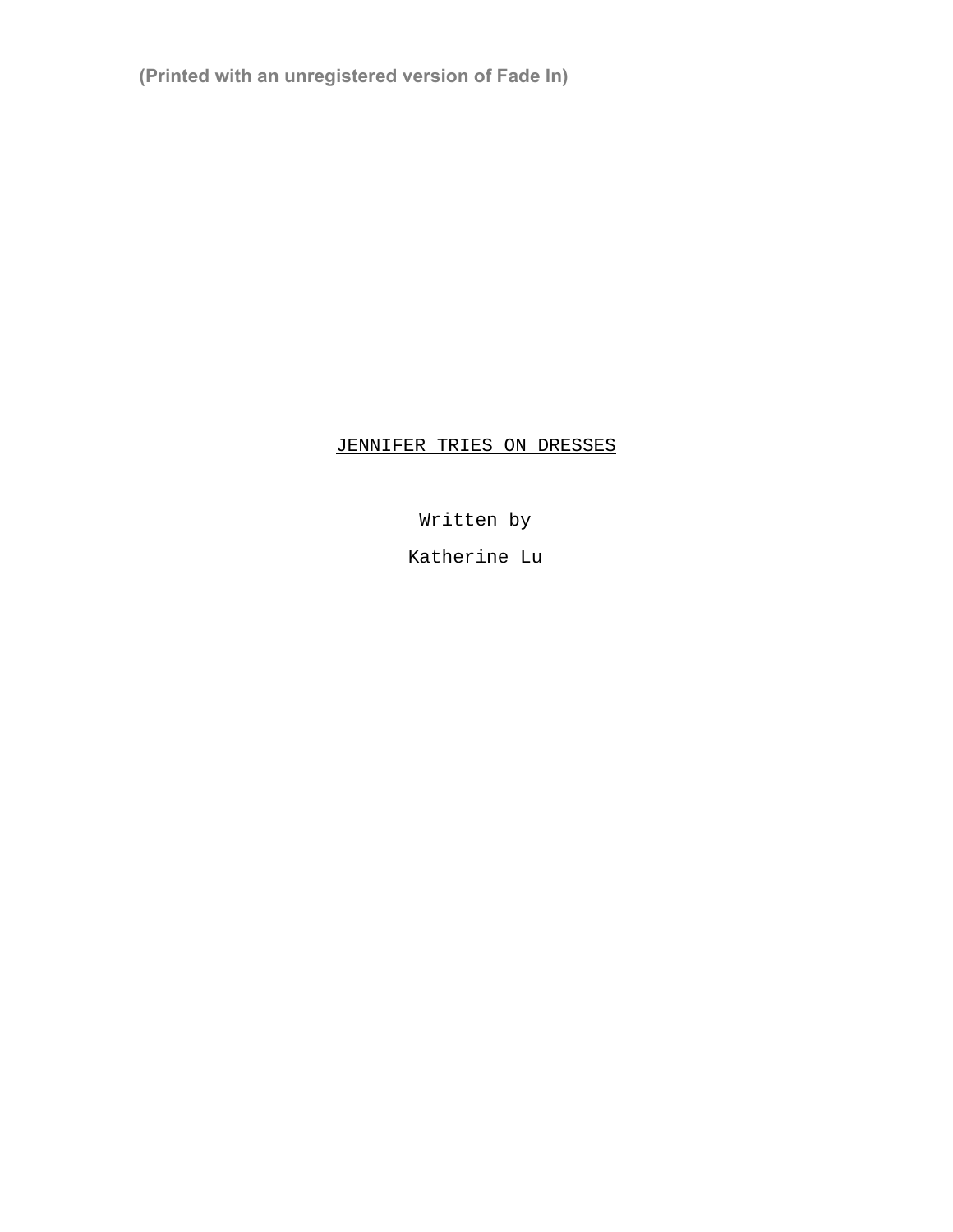(Printed with an unregistered version of Fade In)

# JENNIFER TRIES ON DRESSES

Written by

Katherine Lu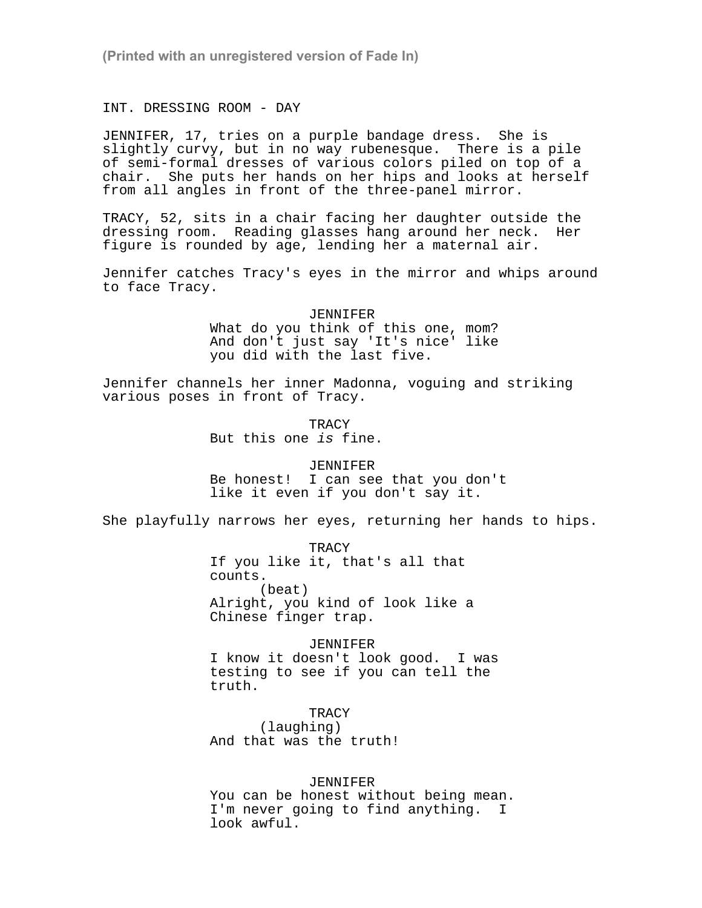INT. DRESSING ROOM - DAY

JENNIFER, 17, tries on a purple bandage dress. She is slightly curvy, but in no way rubenesque. There is a pile of semi-formal dresses of various colors piled on top of a chair. She puts her hands on her hips and looks at herself from all angles in front of the three-panel mirror.

TRACY, 52, sits in a chair facing her daughter outside the dressing room. Reading glasses hang around her neck. Her figure is rounded by age, lending her a maternal air.

Jennifer catches Tracy's eyes in the mirror and whips around to face Tracy.

JENNIFER
What do you think of this one, mom? And don't just say 'It's nice' like you did with the last five.

Jennifer channels her inner Madonna, voguing and striking various poses in front of Tracy.

TRACY
But this one *is* fine.

JENNIFER
Be honest! I can see that you don't like it even if you don't say it.

She playfully narrows her eyes, returning her hands to hips.

TRACY
If you like it, that's all that counts.
(beat)
Alright, you kind of look like a Chinese finger trap.

JENNIFER
I know it doesn't look good. I was testing to see if you can tell the truth.

TRACY
(laughing)
And that was the truth!

JENNIFER
You can be honest without being mean. I'm never going to find anything. I look awful.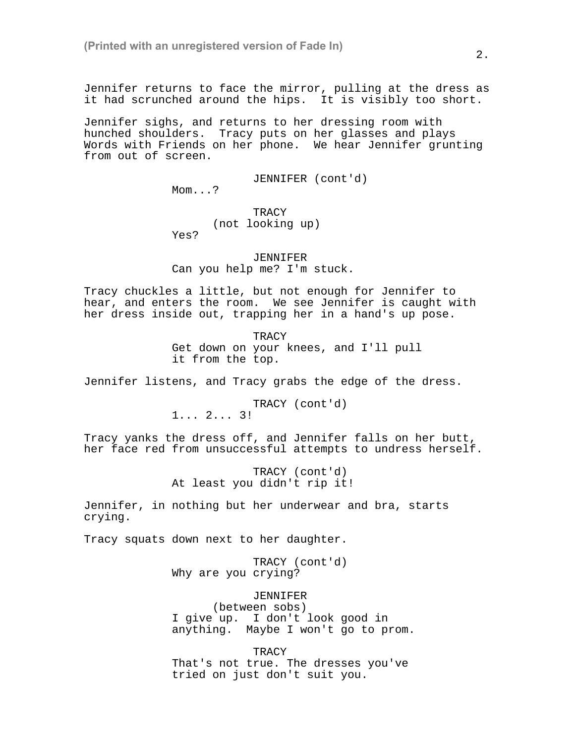Jennifer returns to face the mirror, pulling at the dress as it had scrunched around the hips. It is visibly too short.

Jennifer sighs, and returns to her dressing room with hunched shoulders. Tracy puts on her glasses and plays Words with Friends on her phone. We hear Jennifer grunting from out of screen.

JENNIFER (cont'd)
Mom...?

TRACY
(not looking up)
Yes?

JENNIFER
Can you help me? I'm stuck.

Tracy chuckles a little, but not enough for Jennifer to hear, and enters the room. We see Jennifer is caught with her dress inside out, trapping her in a hand's up pose.

TRACY
Get down on your knees, and I'll pull it from the top.

Jennifer listens, and Tracy grabs the edge of the dress.

TRACY (cont'd)
1... 2... 3!

Tracy yanks the dress off, and Jennifer falls on her butt, her face red from unsuccessful attempts to undress herself.

TRACY (cont'd)
At least you didn't rip it!

Jennifer, in nothing but her underwear and bra, starts crying.

Tracy squats down next to her daughter.

TRACY (cont'd)
Why are you crying?

JENNIFER
(between sobs)
I give up. I don't look good in anything. Maybe I won't go to prom.

TRACY
That's not true. The dresses you've tried on just don't suit you.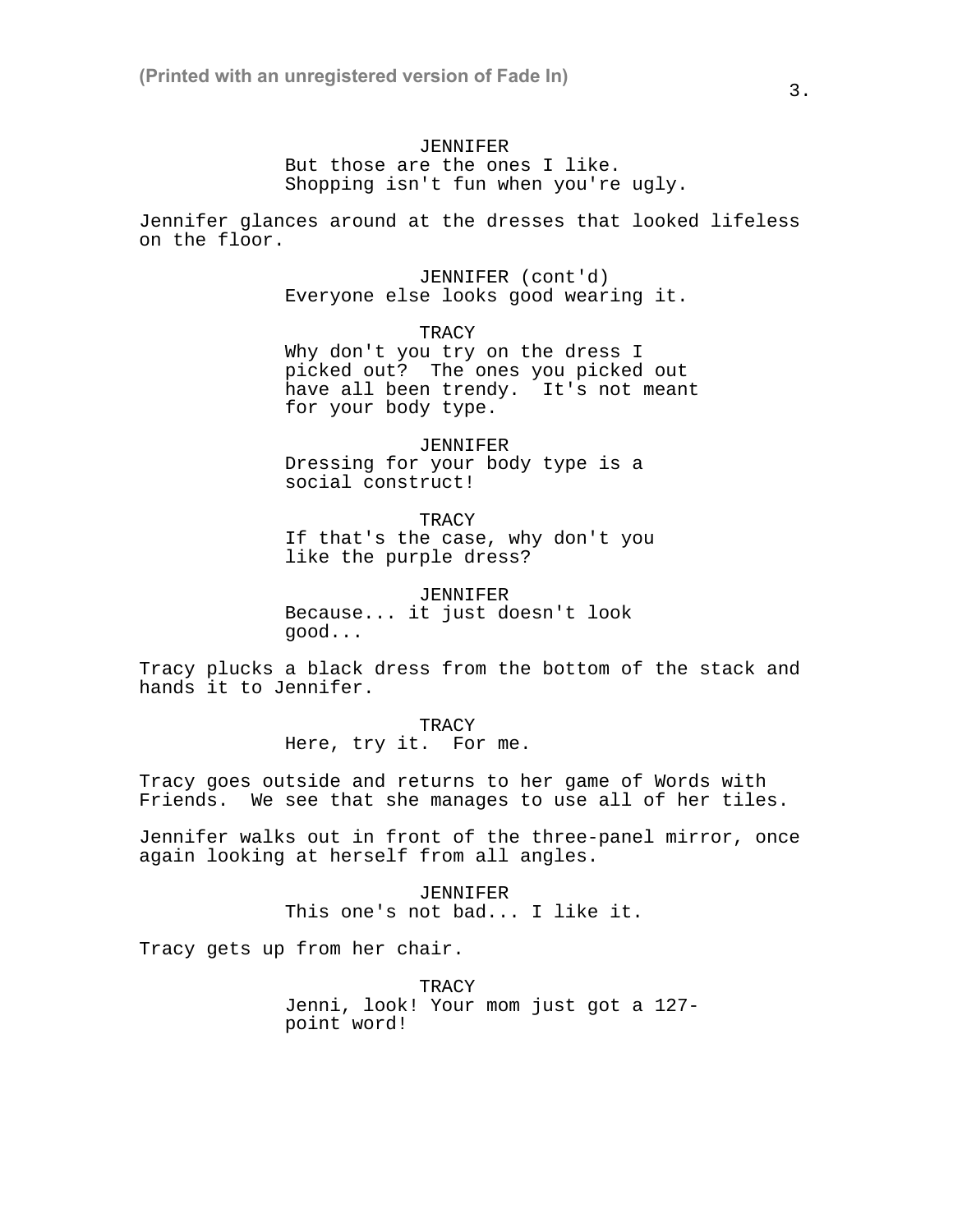JENNIFER
But those are the ones I like.
Shopping isn't fun when you're ugly.

Jennifer glances around at the dresses that looked lifeless on the floor.

JENNIFER (cont'd)
Everyone else looks good wearing it.

TRACY
Why don't you try on the dress I picked out? The ones you picked out have all been trendy. It's not meant for your body type.

JENNIFER
Dressing for your body type is a social construct!

TRACY
If that's the case, why don't you like the purple dress?

JENNIFER
Because... it just doesn't look good...

Tracy plucks a black dress from the bottom of the stack and hands it to Jennifer.

TRACY
Here, try it. For me.

Tracy goes outside and returns to her game of Words with Friends. We see that she manages to use all of her tiles.

Jennifer walks out in front of the three-panel mirror, once again looking at herself from all angles.

JENNIFER
This one's not bad... I like it.

Tracy gets up from her chair.

TRACY
Jenni, look! Your mom just got a 127-point word!